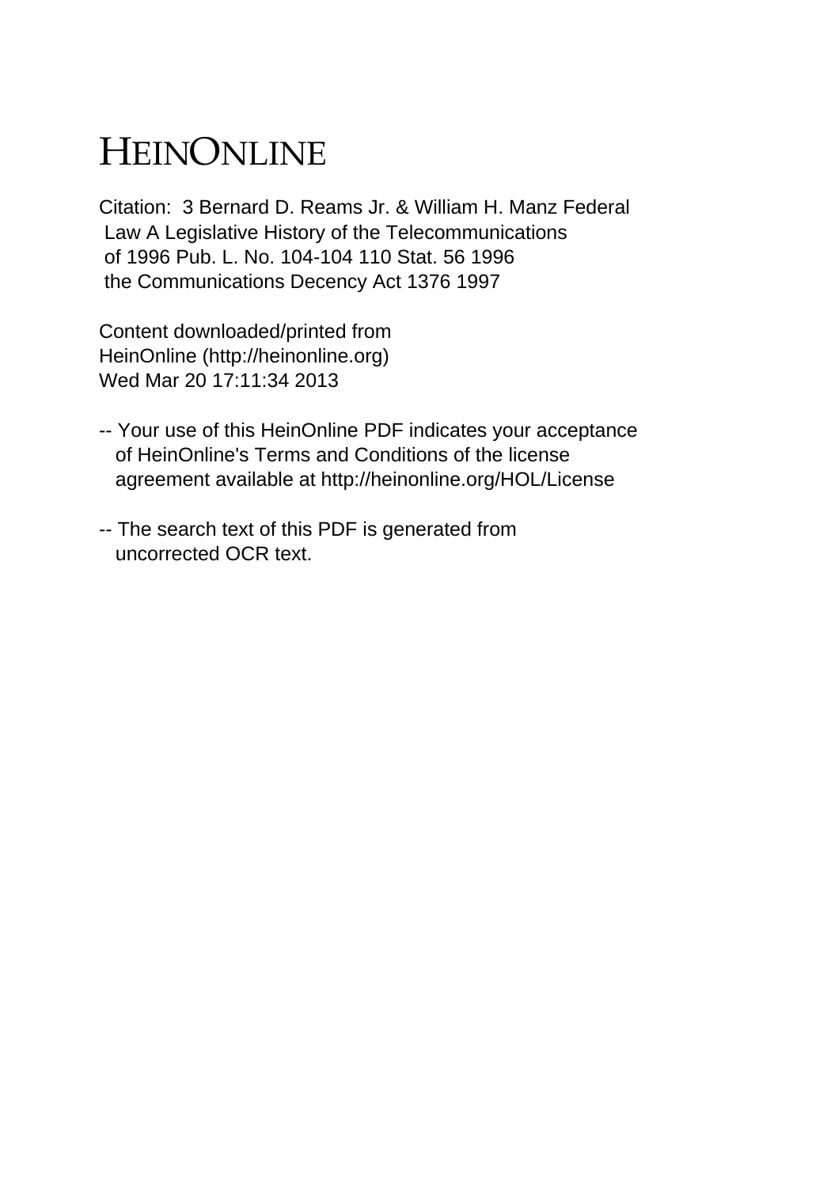# HEINONLINE

Citation: 3 Bernard D. Reams Jr. & William H. Manz Federal Law A Legislative History of the Telecommunications of 1996 Pub. L. No. 104-104 110 Stat. 56 1996 the Communications Decency Act 1376 1997

Content downloaded/printed from HeinOnline (http://heinonline.org) Wed Mar 20 17:11:34 2013

-- Your use of this HeinOnline PDF indicates your acceptance of HeinOnline's Terms and Conditions of the license agreement available at http://heinonline.org/HOL/License

-- The search text of this PDF is generated from uncorrected OCR text.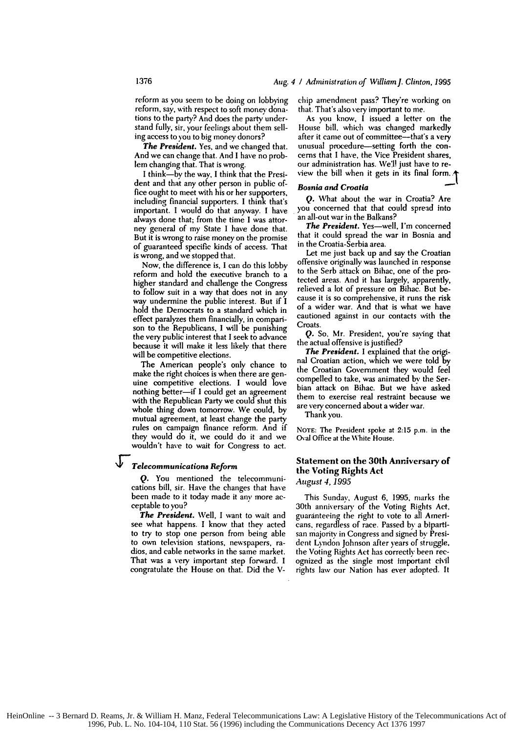reform as you seem to be doing on lobbying reform, say, with respect to soft money donations to the party? And does the party understand fully, sir, your feelings about them selling access to you to big money donors?

***The President.*** Yes, and we changed that. And we can change that. And I have no problem changing that. That is wrong.

I think—by the way, I think that the President and that any other person in public office ought to meet with his or her supporters, including financial supporters. I think that's important. I would do that anyway. I have always done that; from the time I was attorney general of my State I have done that. But it is wrong to raise money on the promise of guaranteed specific kinds of access. That is wrong, and we stopped that.

Now, the difference is, I can do this lobby reform and hold the executive branch to a higher standard and challenge the Congress to follow suit in a way that does not in any way undermine the public interest. But if I hold the Democrats to a standard which in effect paralyzes them financially, in comparison to the Republicans, I will be punishing the very public interest that I seek to advance because it will make it less likely that there will be competitive elections.

The American people's only chance to make the right choices is when there are genuine competitive elections. I would love nothing better—if I could get an agreement with the Republican Party we could shut this whole thing down tomorrow. We could, by mutual agreement, at least change the party rules on campaign finance reform. And if they would do it, we could do it and we wouldn't have to wait for Congress to act.

### *Telecommunications Reform*

*Q.* You mentioned the telecommunications bill, sir. Have the changes that have been made to it today made it any more acceptable to you?

***The President.*** Well, I want to wait and see what happens. I know that they acted to try to stop one person from being able to own television stations, newspapers, radios, and cable networks in the same market. That was a very important step forward. I congratulate the House on that. Did the V-chip amendment pass? They're working on that. That's also very important to me.

As you know, I issued a letter on the House bill, which was changed markedly after it came out of committee—that's a very unusual procedure—setting forth the concerns that I have, the Vice President shares, our administration has. We'll just have to review the bill when it gets in its final form.

### *Bosnia and Croatia*

*Q.* What about the war in Croatia? Are you concerned that that could spread into an all-out war in the Balkans?

***The President.*** Yes—well, I'm concerned that it could spread the war in Bosnia and in the Croatia-Serbia area.

Let me just back up and say the Croatian offensive originally was launched in response to the Serb attack on Bihac, one of the protected areas. And it has largely, apparently, relieved a lot of pressure on Bihac. But because it is so comprehensive, it runs the risk of a wider war. And that is what we have cautioned against in our contacts with the Croats.

*Q.* So, Mr. President, you're saying that the actual offensive is justified?

***The President.*** I explained that the original Croatian action, which we were told by the Croatian Government they would feel compelled to take, was animated by the Serbian attack on Bihac. But we have asked them to exercise real restraint because we are very concerned about a wider war.

Thank you.

NOTE: The President spoke at 2:15 p.m. in the Oval Office at the White House.

## Statement on the 30th Anniversary of the Voting Rights Act

*August 4, 1995*

This Sunday, August 6, 1995, marks the 30th anniversary of the Voting Rights Act, guaranteeing the right to vote to all Americans, regardless of race. Passed by a bipartisan majority in Congress and signed by President Lyndon Johnson after years of struggle, the Voting Rights Act has correctly been recognized as the single most important civil rights law our Nation has ever adopted. It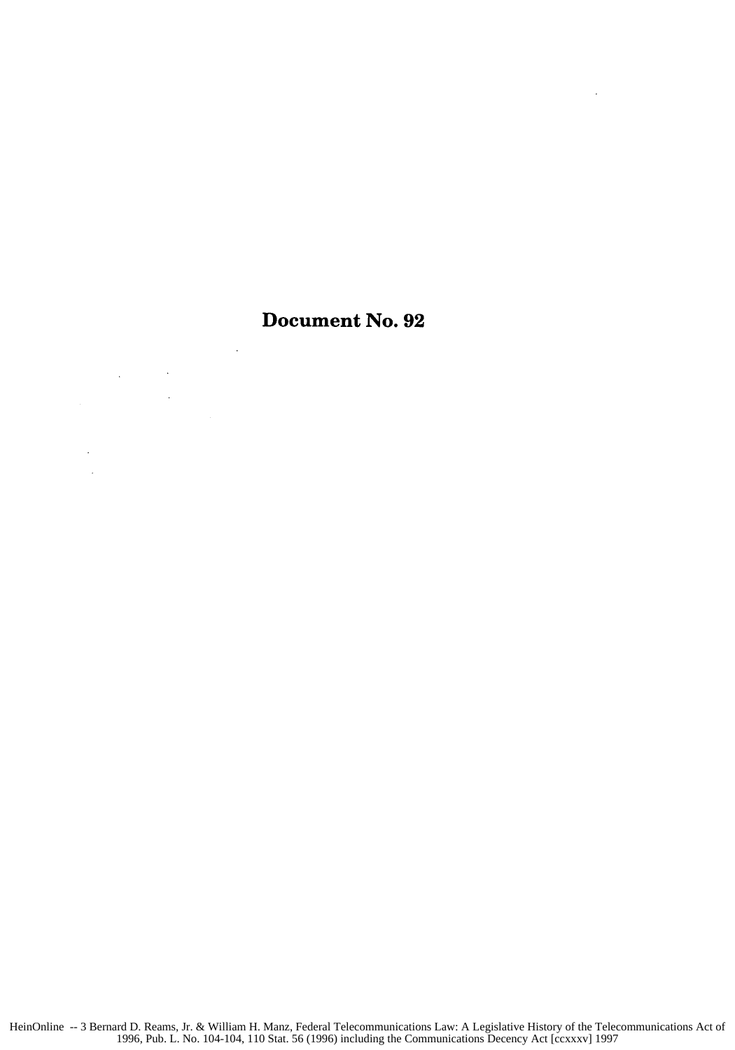# Document No. 92